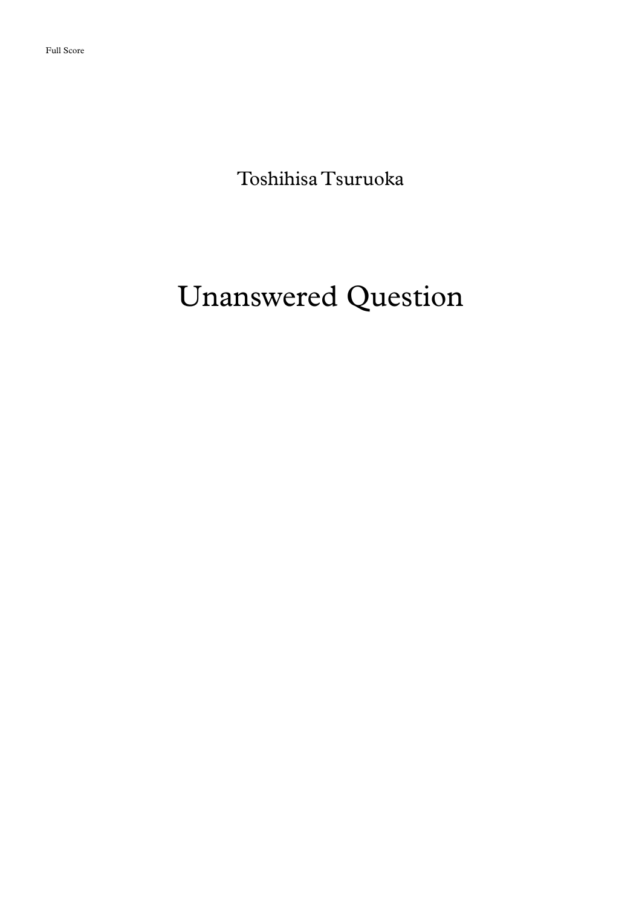Full Score

Toshihisa Tsuruoka

# Unanswered Question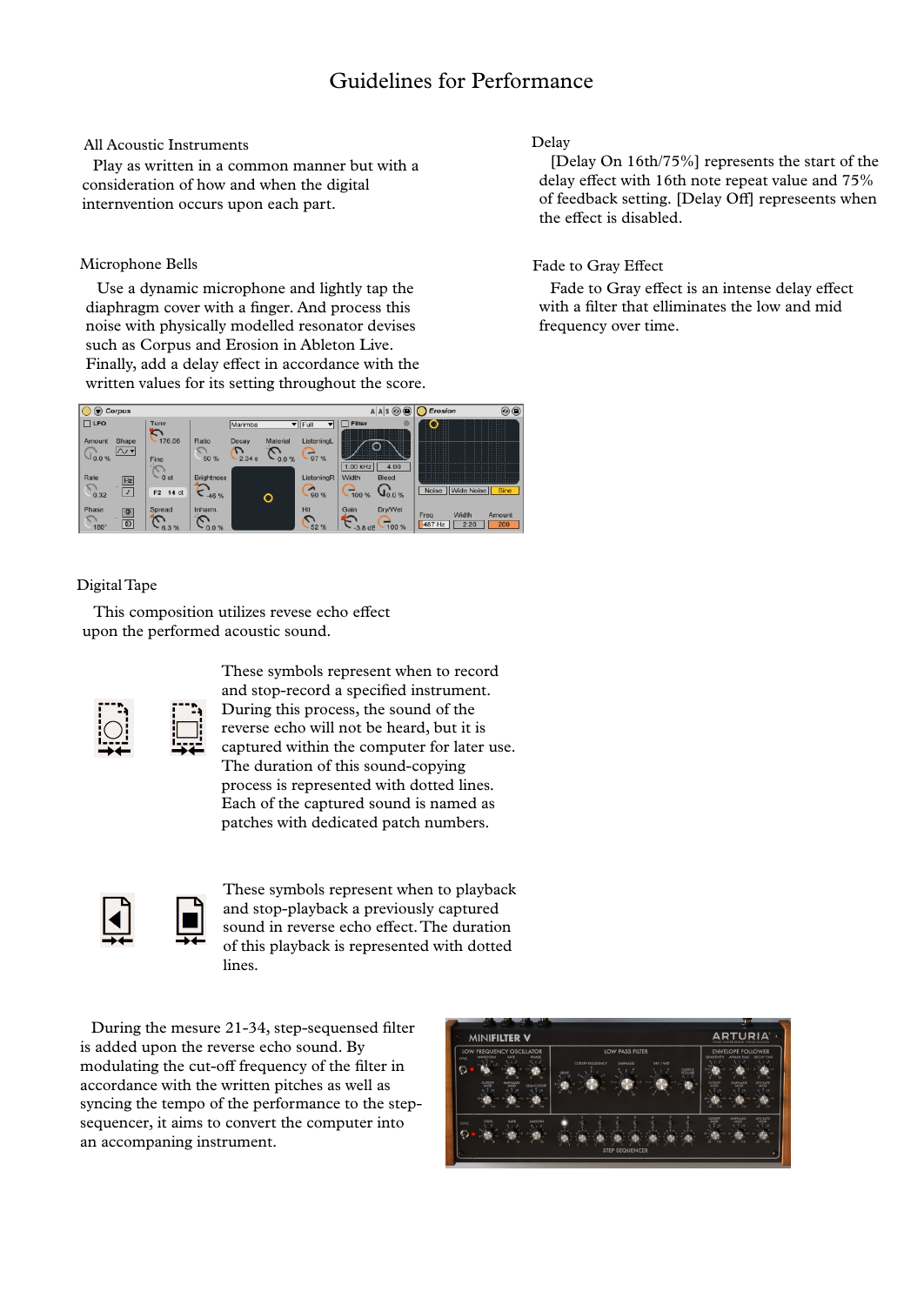# Guidelines for Performance

## All Acoustic Instruments

Play as written in a common manner but with a consideration of how and when the digital internvention occurs upon each part.

## Microphone Bells

Use a dynamic microphone and lightly tap the diaphragm cover with a finger. And process this noise with physically modelled resonator devises such as Corpus and Erosion in Ableton Live. Finally, add a delay effect in accordance with the written values for its setting throughout the score.

## Delay

[Delay On 16th/75%] represents the start of the delay effect with 16th note repeat value and 75% of feedback setting. [Delay Off] represeents when the effect is disabled.

## Fade to Gray Effect

Fade to Gray effect is an intense delay effect with a filter that elliminates the low and mid frequency over time.

## Digital Tape

This composition utilizes revese echo effect upon the performed acoustic sound.

These symbols represent when to record and stop-record a specified instrument. During this process, the sound of the reverse echo will not be heard, but it is captured within the computer for later use. The duration of this sound-copying process is represented with dotted lines. Each of the captured sound is named as patches with dedicated patch numbers.

These symbols represent when to playback and stop-playback a previously captured sound in reverse echo effect. The duration of this playback is represented with dotted lines.

During the mesure 21-34, step-sequensed filter is added upon the reverse echo sound. By modulating the cut-off frequency of the filter in accordance with the written pitches as well as syncing the tempo of the performance to the step-sequencer, it aims to convert the computer into an accompaning instrument.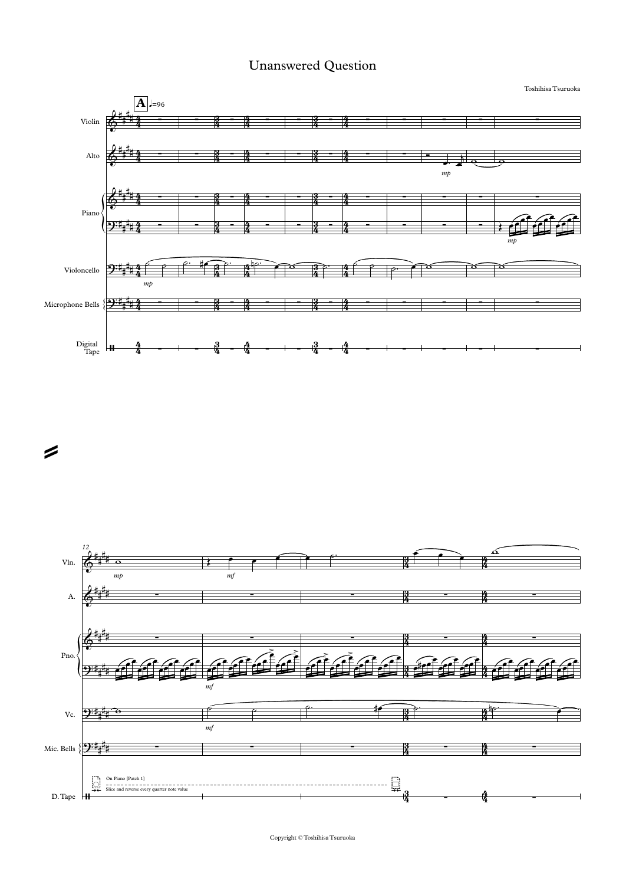# Unanswered Question

Toshihisa Tsuruoka

On Piano [Patch 1]

Slice and reverse every quarter note value

Copyright © Toshihisa Tsuruoka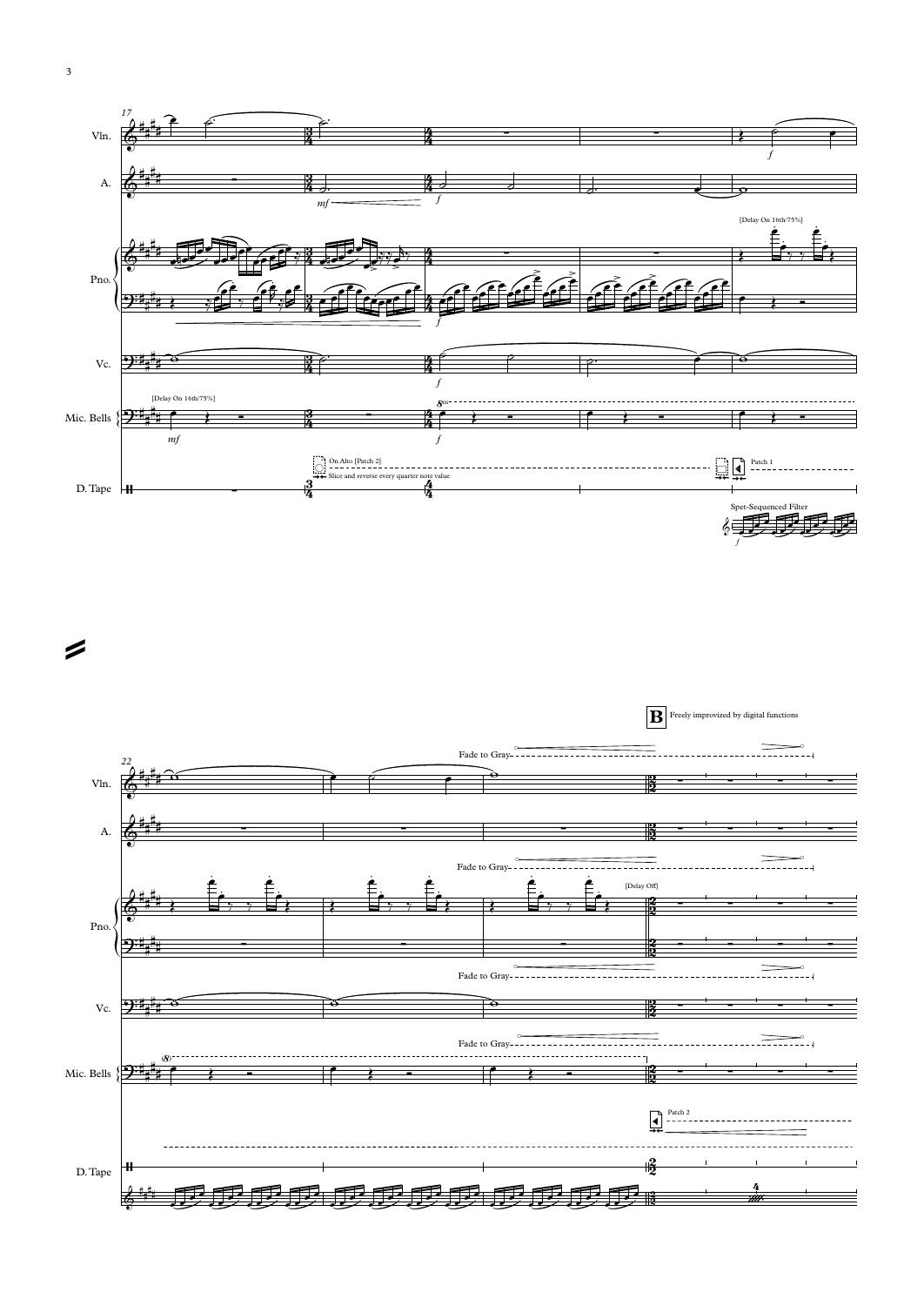**B** Freely improvized by digital functions

[Delay On 16th/75%]

On Alto [Patch 2]

Slice and reverse every quarter note value

Patch 1

Spet-Sequenced Filter

Fade to Gray

[Delay Off]

Patch 2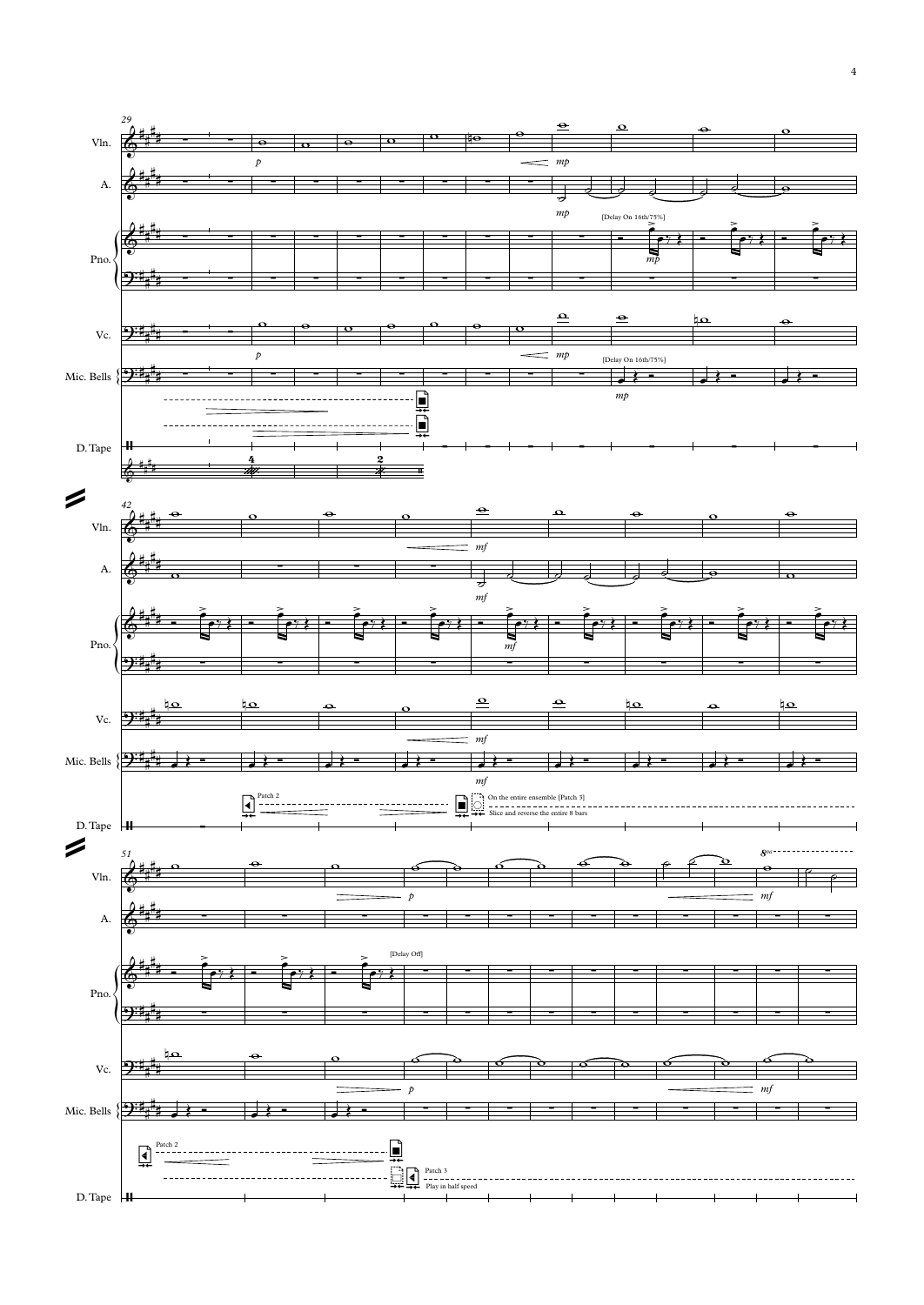29

Vln.

A.

Pno.

Vc.

Mic. Bells

D. Tape

*p* *mp*

[Delay On 16th/75%]

42

Patch 2

On the entire ensemble [Patch 3]

Slice and reverse the entire 8 bars

*mf*

51

[Delay Off]

Patch 2

Patch 3

Play in half speed

*p* *mf*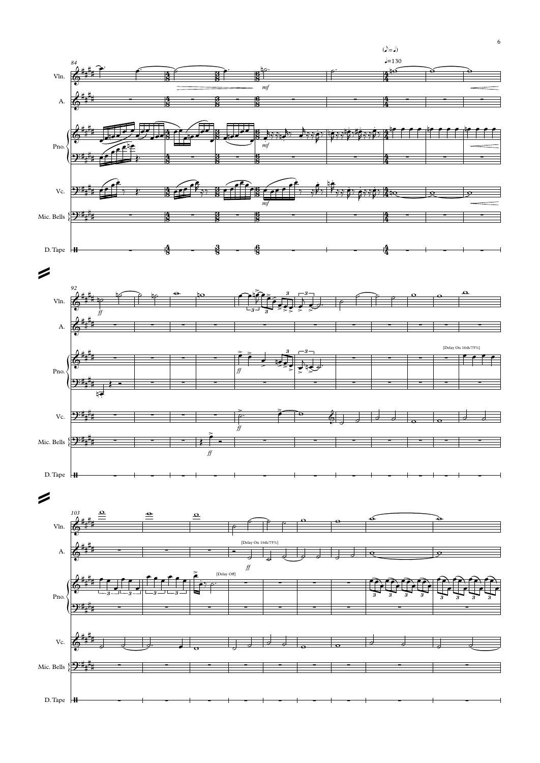(♪=♩)

♩=130

84

Vln.

A.

Pno.

Vc.

Mic. Bells

D. Tape

*mf*

92

*ff*

[Delay On 16th/75%]

103

[Delay On 16th/75%]

[Delay Off]

*ff*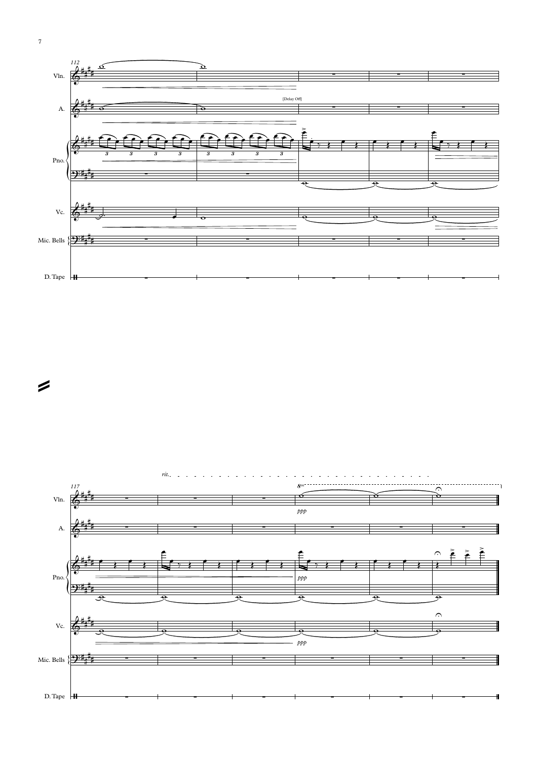112

Vln.

A.

[Delay Off]

Pno.

Vc.

Mic. Bells

D. Tape

117

*rit.*

Vln.

*ppp*

A.

Pno.

*ppp*

Vc.

*ppp*

Mic. Bells

D. Tape